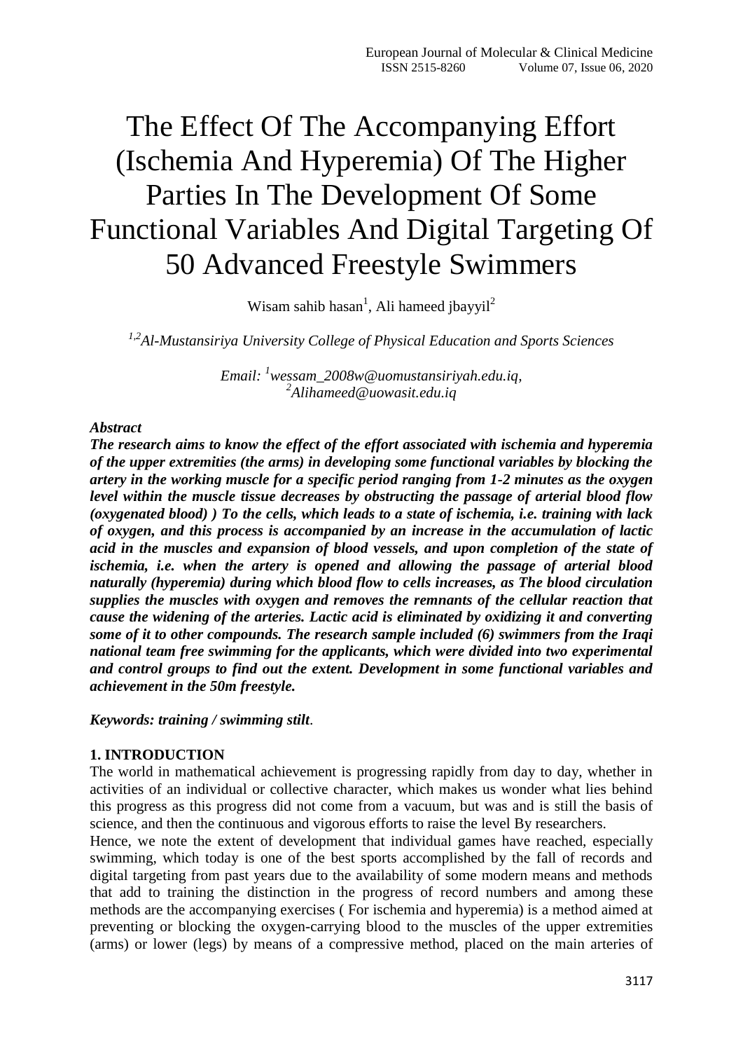# The Effect Of The Accompanying Effort (Ischemia And Hyperemia) Of The Higher Parties In The Development Of Some Functional Variables And Digital Targeting Of 50 Advanced Freestyle Swimmers

Wisam sahib hasan[1], Ali hameed jbayyil[2]

*[1,2]Al-Mustansiriya University College of Physical Education and Sports Sciences*

*Email: [1]wessam_2008w@uomustansiriyah.edu.iq, [2]Alihameed@uowasit.edu.iq*

***Abstract***

***The research aims to know the effect of the effort associated with ischemia and hyperemia of the upper extremities (the arms) in developing some functional variables by blocking the artery in the working muscle for a specific period ranging from 1-2 minutes as the oxygen level within the muscle tissue decreases by obstructing the passage of arterial blood flow (oxygenated blood) ) To the cells, which leads to a state of ischemia, i.e. training with lack of oxygen, and this process is accompanied by an increase in the accumulation of lactic acid in the muscles and expansion of blood vessels, and upon completion of the state of ischemia, i.e. when the artery is opened and allowing the passage of arterial blood naturally (hyperemia) during which blood flow to cells increases, as The blood circulation supplies the muscles with oxygen and removes the remnants of the cellular reaction that cause the widening of the arteries. Lactic acid is eliminated by oxidizing it and converting some of it to other compounds. The research sample included (6) swimmers from the Iraqi national team free swimming for the applicants, which were divided into two experimental and control groups to find out the extent. Development in some functional variables and achievement in the 50m freestyle.***

***Keywords: training / swimming stilt**.*

## 1. INTRODUCTION

The world in mathematical achievement is progressing rapidly from day to day, whether in activities of an individual or collective character, which makes us wonder what lies behind this progress as this progress did not come from a vacuum, but was and is still the basis of science, and then the continuous and vigorous efforts to raise the level By researchers.

Hence, we note the extent of development that individual games have reached, especially swimming, which today is one of the best sports accomplished by the fall of records and digital targeting from past years due to the availability of some modern means and methods that add to training the distinction in the progress of record numbers and among these methods are the accompanying exercises ( For ischemia and hyperemia) is a method aimed at preventing or blocking the oxygen-carrying blood to the muscles of the upper extremities (arms) or lower (legs) by means of a compressive method, placed on the main arteries of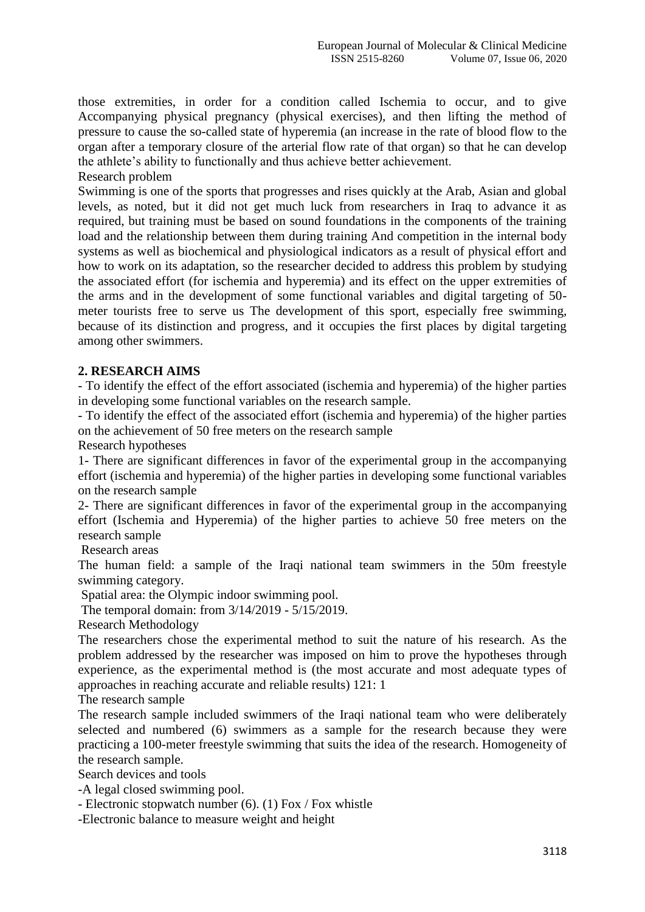those extremities, in order for a condition called Ischemia to occur, and to give Accompanying physical pregnancy (physical exercises), and then lifting the method of pressure to cause the so-called state of hyperemia (an increase in the rate of blood flow to the organ after a temporary closure of the arterial flow rate of that organ) so that he can develop the athlete's ability to functionally and thus achieve better achievement.

Research problem

Swimming is one of the sports that progresses and rises quickly at the Arab, Asian and global levels, as noted, but it did not get much luck from researchers in Iraq to advance it as required, but training must be based on sound foundations in the components of the training load and the relationship between them during training And competition in the internal body systems as well as biochemical and physiological indicators as a result of physical effort and how to work on its adaptation, so the researcher decided to address this problem by studying the associated effort (for ischemia and hyperemia) and its effect on the upper extremities of the arms and in the development of some functional variables and digital targeting of 50-meter tourists free to serve us The development of this sport, especially free swimming, because of its distinction and progress, and it occupies the first places by digital targeting among other swimmers.

## 2. RESEARCH AIMS

- To identify the effect of the effort associated (ischemia and hyperemia) of the higher parties in developing some functional variables on the research sample.
- To identify the effect of the associated effort (ischemia and hyperemia) of the higher parties on the achievement of 50 free meters on the research sample

Research hypotheses

1- There are significant differences in favor of the experimental group in the accompanying effort (ischemia and hyperemia) of the higher parties in developing some functional variables on the research sample

2- There are significant differences in favor of the experimental group in the accompanying effort (Ischemia and Hyperemia) of the higher parties to achieve 50 free meters on the research sample

Research areas

The human field: a sample of the Iraqi national team swimmers in the 50m freestyle swimming category.

Spatial area: the Olympic indoor swimming pool.

The temporal domain: from 3/14/2019 - 5/15/2019.

Research Methodology

The researchers chose the experimental method to suit the nature of his research. As the problem addressed by the researcher was imposed on him to prove the hypotheses through experience, as the experimental method is (the most accurate and most adequate types of approaches in reaching accurate and reliable results) 121: 1

The research sample

The research sample included swimmers of the Iraqi national team who were deliberately selected and numbered (6) swimmers as a sample for the research because they were practicing a 100-meter freestyle swimming that suits the idea of the research. Homogeneity of the research sample.

Search devices and tools

-A legal closed swimming pool.

- Electronic stopwatch number (6). (1) Fox / Fox whistle

-Electronic balance to measure weight and height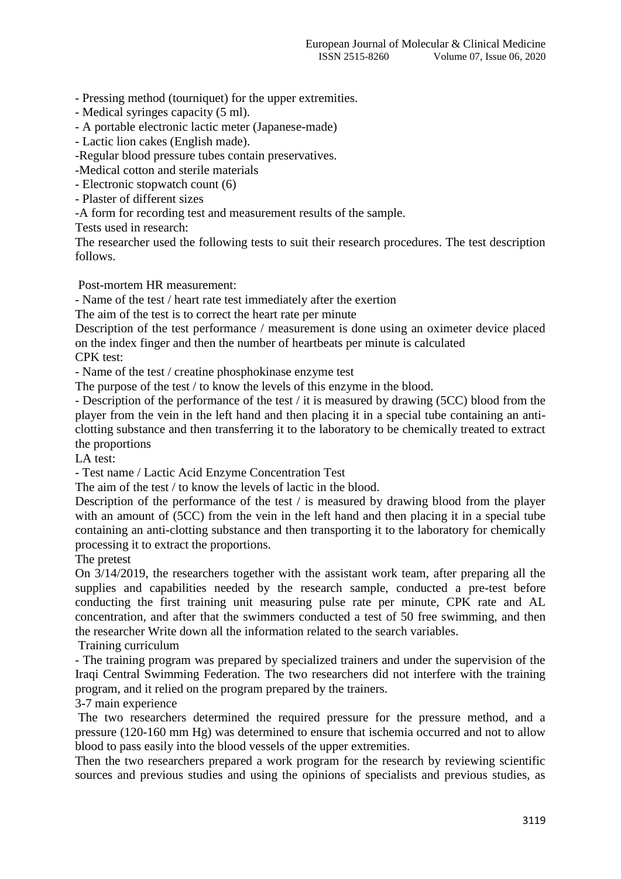- Pressing method (tourniquet) for the upper extremities.
- Medical syringes capacity (5 ml).
- A portable electronic lactic meter (Japanese-made)
- Lactic lion cakes (English made).
- Regular blood pressure tubes contain preservatives.
- Medical cotton and sterile materials
- Electronic stopwatch count (6)
- Plaster of different sizes
- A form for recording test and measurement results of the sample.

Tests used in research:

The researcher used the following tests to suit their research procedures. The test description follows.

Post-mortem HR measurement:

- Name of the test / heart rate test immediately after the exertion

The aim of the test is to correct the heart rate per minute

Description of the test performance / measurement is done using an oximeter device placed on the index finger and then the number of heartbeats per minute is calculated

CPK test:

- Name of the test / creatine phosphokinase enzyme test

The purpose of the test / to know the levels of this enzyme in the blood.

- Description of the performance of the test / it is measured by drawing (5CC) blood from the player from the vein in the left hand and then placing it in a special tube containing an anti-clotting substance and then transferring it to the laboratory to be chemically treated to extract the proportions

LA test:

- Test name / Lactic Acid Enzyme Concentration Test

The aim of the test / to know the levels of lactic in the blood.

Description of the performance of the test / is measured by drawing blood from the player with an amount of (5CC) from the vein in the left hand and then placing it in a special tube containing an anti-clotting substance and then transporting it to the laboratory for chemically processing it to extract the proportions.

The pretest

On 3/14/2019, the researchers together with the assistant work team, after preparing all the supplies and capabilities needed by the research sample, conducted a pre-test before conducting the first training unit measuring pulse rate per minute, CPK rate and AL concentration, and after that the swimmers conducted a test of 50 free swimming, and then the researcher Write down all the information related to the search variables.

Training curriculum

- The training program was prepared by specialized trainers and under the supervision of the Iraqi Central Swimming Federation. The two researchers did not interfere with the training program, and it relied on the program prepared by the trainers.

3-7 main experience

The two researchers determined the required pressure for the pressure method, and a pressure (120-160 mm Hg) was determined to ensure that ischemia occurred and not to allow blood to pass easily into the blood vessels of the upper extremities.

Then the two researchers prepared a work program for the research by reviewing scientific sources and previous studies and using the opinions of specialists and previous studies, as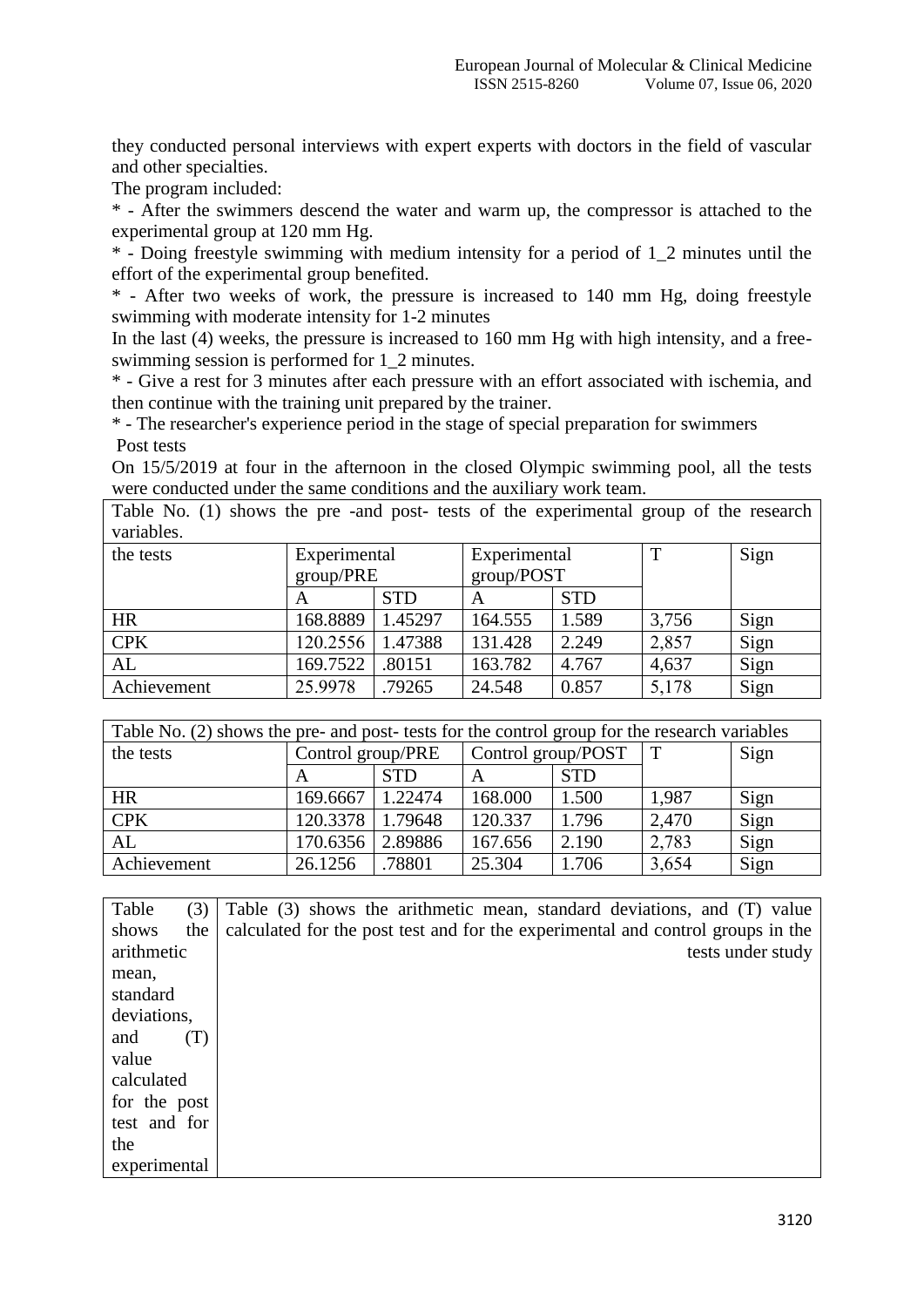they conducted personal interviews with expert experts with doctors in the field of vascular and other specialties.

The program included:

* - After the swimmers descend the water and warm up, the compressor is attached to the experimental group at 120 mm Hg.

* - Doing freestyle swimming with medium intensity for a period of 1_2 minutes until the effort of the experimental group benefited.

* - After two weeks of work, the pressure is increased to 140 mm Hg, doing freestyle swimming with moderate intensity for 1-2 minutes

In the last (4) weeks, the pressure is increased to 160 mm Hg with high intensity, and a free-swimming session is performed for 1_2 minutes.

* - Give a rest for 3 minutes after each pressure with an effort associated with ischemia, and then continue with the training unit prepared by the trainer.

* - The researcher's experience period in the stage of special preparation for swimmers

Post tests

On 15/5/2019 at four in the afternoon in the closed Olympic swimming pool, all the tests were conducted under the same conditions and the auxiliary work team.

Table No. (1) shows the pre -and post- tests of the experimental group of the research variables.

| the tests | Experimental group/PRE | | Experimental group/POST | | T | Sign |
|---|---|---|---|---|---|---|
| | A | STD | A | STD | | |
| HR | 168.8889 | 1.45297 | 164.555 | 1.589 | 3,756 | Sign |
| CPK | 120.2556 | 1.47388 | 131.428 | 2.249 | 2,857 | Sign |
| AL | 169.7522 | .80151 | 163.782 | 4.767 | 4,637 | Sign |
| Achievement | 25.9978 | .79265 | 24.548 | 0.857 | 5,178 | Sign |

Table No. (2) shows the pre- and post- tests for the control group for the research variables

| the tests | Control group/PRE | | Control group/POST | | T | Sign |
|---|---|---|---|---|---|---|
| | A | STD | A | STD | | |
| HR | 169.6667 | 1.22474 | 168.000 | 1.500 | 1,987 | Sign |
| CPK | 120.3378 | 1.79648 | 120.337 | 1.796 | 2,470 | Sign |
| AL | 170.6356 | 2.89886 | 167.656 | 2.190 | 2,783 | Sign |
| Achievement | 26.1256 | .78801 | 25.304 | 1.706 | 3,654 | Sign |

| Table (3) shows the arithmetic mean, standard deviations, and (T) value calculated for the post test and for the experimental | Table (3) shows the arithmetic mean, standard deviations, and (T) value calculated for the post test and for the experimental and control groups in the tests under study |
|---|---|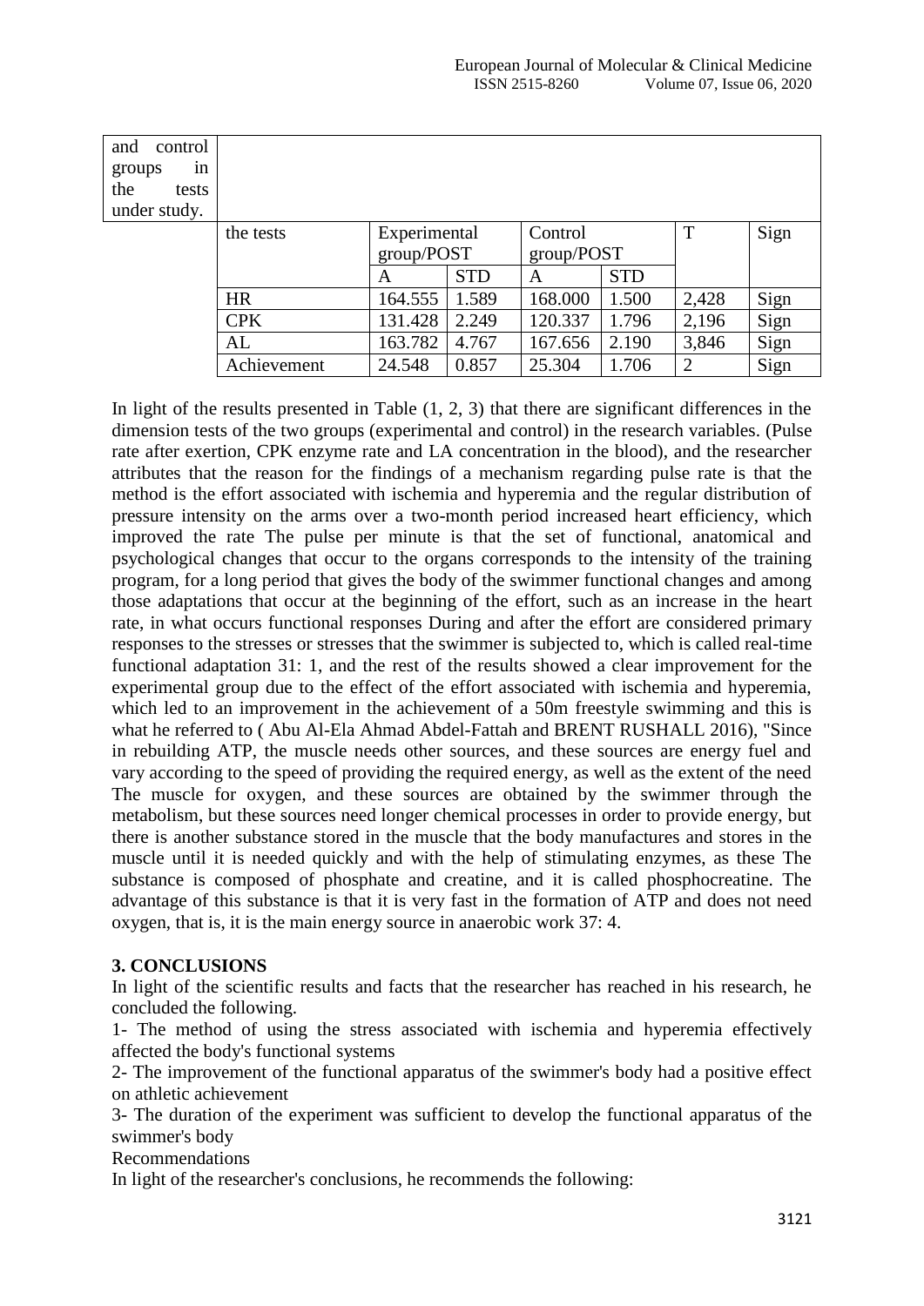and control groups in the tests under study.

| the tests | Experimental group/POST | | Control group/POST | | T | Sign |
|---|---|---|---|---|---|---|
| | A | STD | A | STD | | |
| HR | 164.555 | 1.589 | 168.000 | 1.500 | 2,428 | Sign |
| CPK | 131.428 | 2.249 | 120.337 | 1.796 | 2,196 | Sign |
| AL | 163.782 | 4.767 | 167.656 | 2.190 | 3,846 | Sign |
| Achievement | 24.548 | 0.857 | 25.304 | 1.706 | 2 | Sign |

In light of the results presented in Table (1, 2, 3) that there are significant differences in the dimension tests of the two groups (experimental and control) in the research variables. (Pulse rate after exertion, CPK enzyme rate and LA concentration in the blood), and the researcher attributes that the reason for the findings of a mechanism regarding pulse rate is that the method is the effort associated with ischemia and hyperemia and the regular distribution of pressure intensity on the arms over a two-month period increased heart efficiency, which improved the rate The pulse per minute is that the set of functional, anatomical and psychological changes that occur to the organs corresponds to the intensity of the training program, for a long period that gives the body of the swimmer functional changes and among those adaptations that occur at the beginning of the effort, such as an increase in the heart rate, in what occurs functional responses During and after the effort are considered primary responses to the stresses or stresses that the swimmer is subjected to, which is called real-time functional adaptation 31: 1, and the rest of the results showed a clear improvement for the experimental group due to the effect of the effort associated with ischemia and hyperemia, which led to an improvement in the achievement of a 50m freestyle swimming and this is what he referred to ( Abu Al-Ela Ahmad Abdel-Fattah and BRENT RUSHALL 2016), "Since in rebuilding ATP, the muscle needs other sources, and these sources are energy fuel and vary according to the speed of providing the required energy, as well as the extent of the need The muscle for oxygen, and these sources are obtained by the swimmer through the metabolism, but these sources need longer chemical processes in order to provide energy, but there is another substance stored in the muscle that the body manufactures and stores in the muscle until it is needed quickly and with the help of stimulating enzymes, as these The substance is composed of phosphate and creatine, and it is called phosphocreatine. The advantage of this substance is that it is very fast in the formation of ATP and does not need oxygen, that is, it is the main energy source in anaerobic work 37: 4.

## 3. CONCLUSIONS

In light of the scientific results and facts that the researcher has reached in his research, he concluded the following.

1- The method of using the stress associated with ischemia and hyperemia effectively affected the body's functional systems

2- The improvement of the functional apparatus of the swimmer's body had a positive effect on athletic achievement

3- The duration of the experiment was sufficient to develop the functional apparatus of the swimmer's body

Recommendations

In light of the researcher's conclusions, he recommends the following: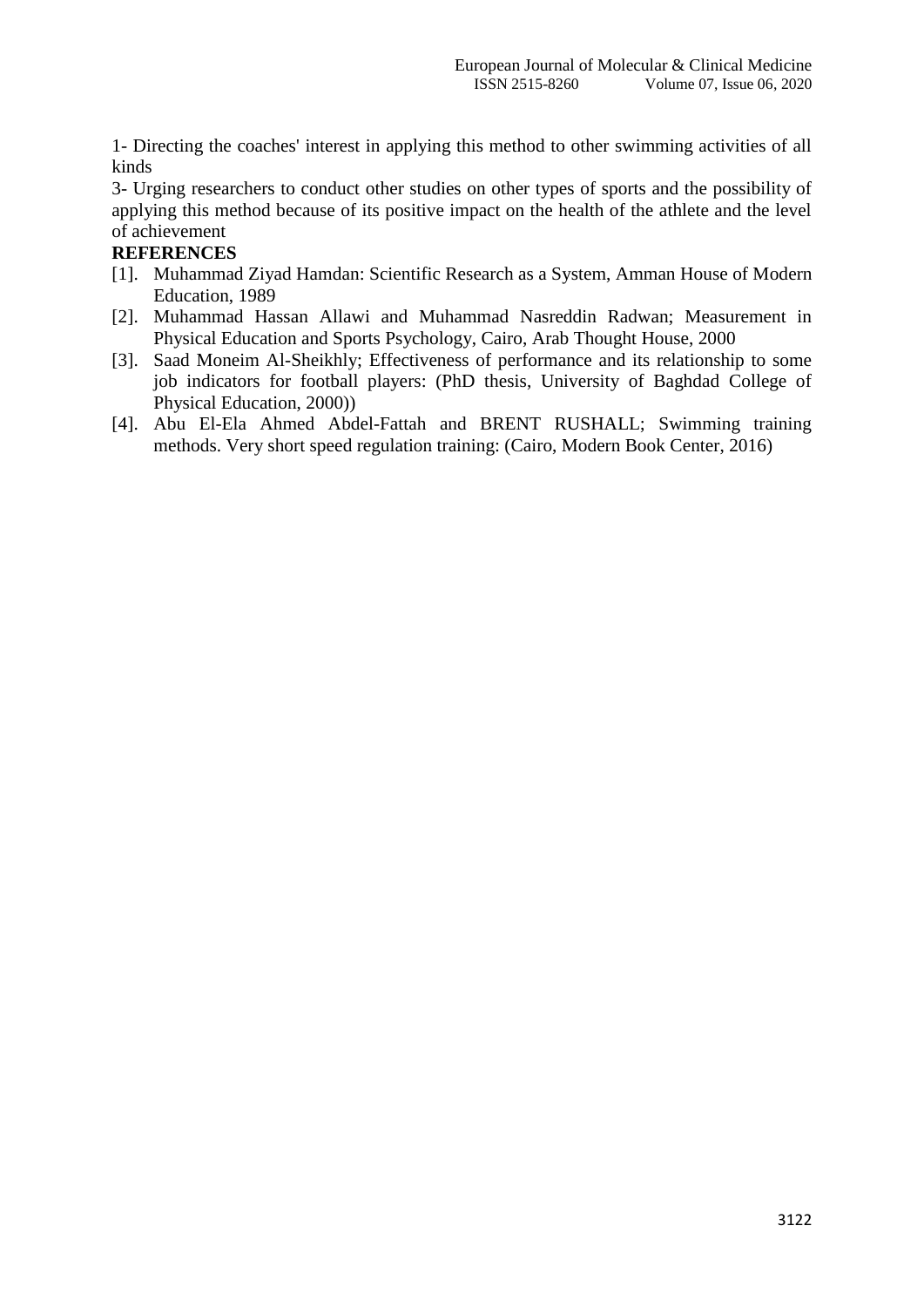1- Directing the coaches' interest in applying this method to other swimming activities of all kinds

3- Urging researchers to conduct other studies on other types of sports and the possibility of applying this method because of its positive impact on the health of the athlete and the level of achievement

**REFERENCES**

[1]. Muhammad Ziyad Hamdan: Scientific Research as a System, Amman House of Modern Education, 1989

[2]. Muhammad Hassan Allawi and Muhammad Nasreddin Radwan; Measurement in Physical Education and Sports Psychology, Cairo, Arab Thought House, 2000

[3]. Saad Moneim Al-Sheikhly; Effectiveness of performance and its relationship to some job indicators for football players: (PhD thesis, University of Baghdad College of Physical Education, 2000))

[4]. Abu El-Ela Ahmed Abdel-Fattah and BRENT RUSHALL; Swimming training methods. Very short speed regulation training: (Cairo, Modern Book Center, 2016)